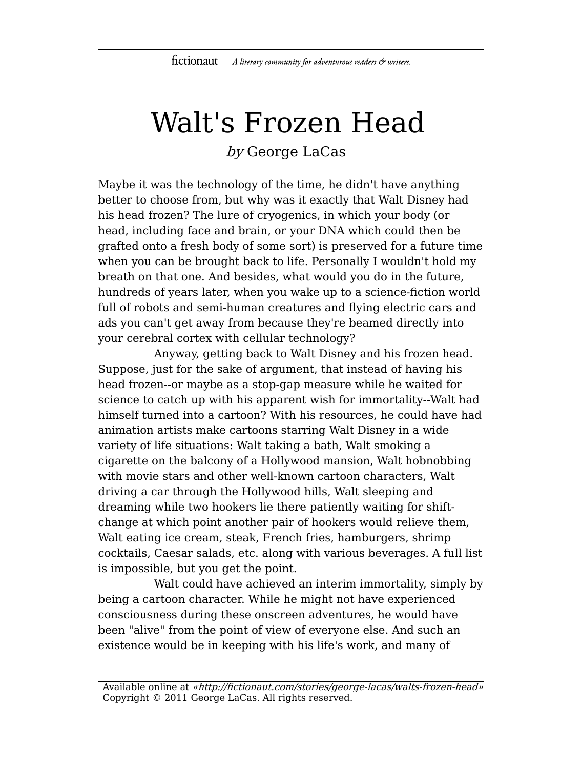# Walt's Frozen Head

*by* George LaCas

Maybe it was the technology of the time, he didn't have anything better to choose from, but why was it exactly that Walt Disney had his head frozen? The lure of cryogenics, in which your body (or head, including face and brain, or your DNA which could then be grafted onto a fresh body of some sort) is preserved for a future time when you can be brought back to life. Personally I wouldn't hold my breath on that one. And besides, what would you do in the future, hundreds of years later, when you wake up to a science-fiction world full of robots and semi-human creatures and flying electric cars and ads you can't get away from because they're beamed directly into your cerebral cortex with cellular technology?

Anyway, getting back to Walt Disney and his frozen head. Suppose, just for the sake of argument, that instead of having his head frozen--or maybe as a stop-gap measure while he waited for science to catch up with his apparent wish for immortality--Walt had himself turned into a cartoon? With his resources, he could have had animation artists make cartoons starring Walt Disney in a wide variety of life situations: Walt taking a bath, Walt smoking a cigarette on the balcony of a Hollywood mansion, Walt hobnobbing with movie stars and other well-known cartoon characters, Walt driving a car through the Hollywood hills, Walt sleeping and dreaming while two hookers lie there patiently waiting for shift-change at which point another pair of hookers would relieve them, Walt eating ice cream, steak, French fries, hamburgers, shrimp cocktails, Caesar salads, etc. along with various beverages. A full list is impossible, but you get the point.

Walt could have achieved an interim immortality, simply by being a cartoon character. While he might not have experienced consciousness during these onscreen adventures, he would have been "alive" from the point of view of everyone else. And such an existence would be in keeping with his life's work, and many of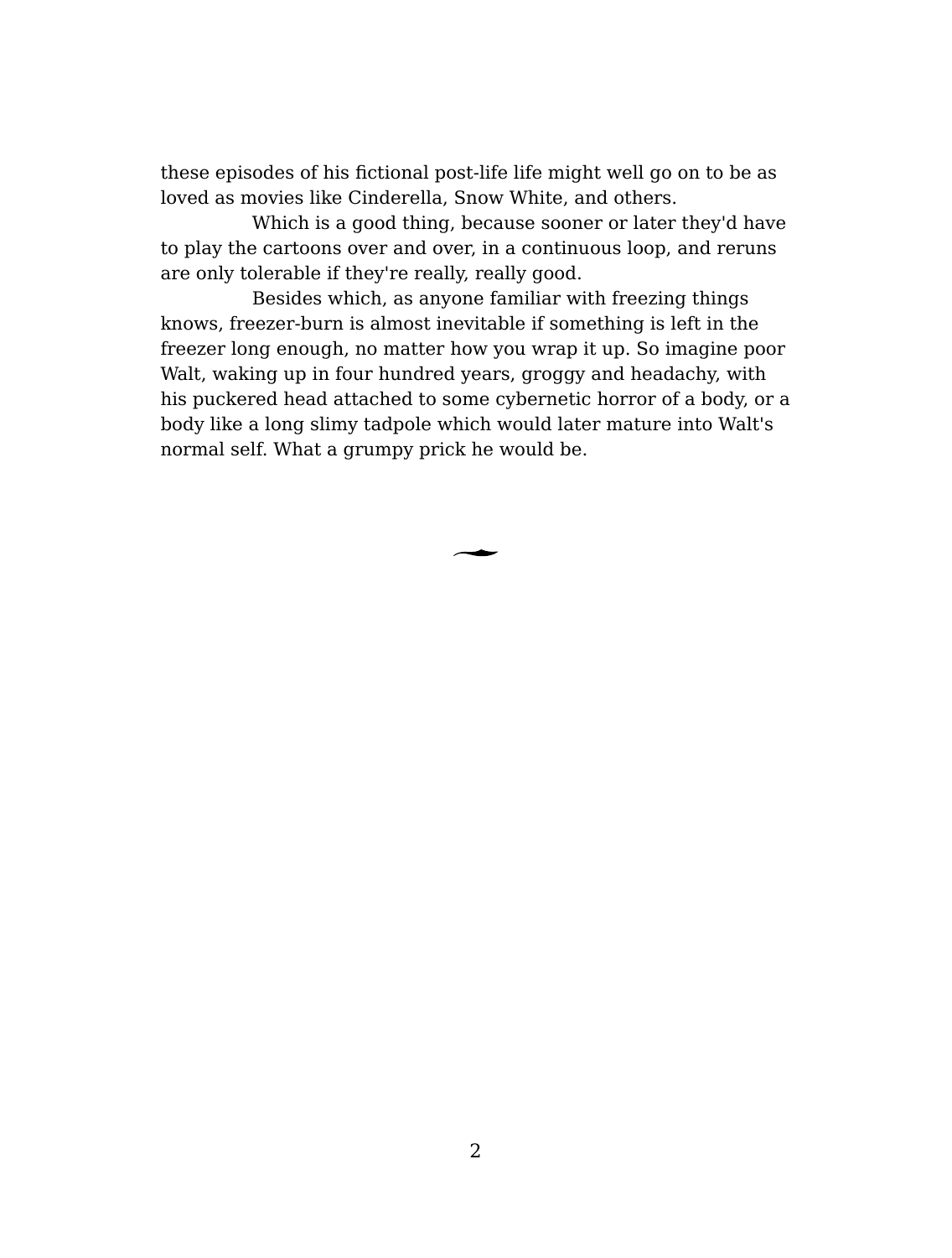these episodes of his fictional post-life life might well go on to be as loved as movies like Cinderella, Snow White, and others.

Which is a good thing, because sooner or later they'd have to play the cartoons over and over, in a continuous loop, and reruns are only tolerable if they're really, really good.

Besides which, as anyone familiar with freezing things knows, freezer-burn is almost inevitable if something is left in the freezer long enough, no matter how you wrap it up. So imagine poor Walt, waking up in four hundred years, groggy and headachy, with his puckered head attached to some cybernetic horror of a body, or a body like a long slimy tadpole which would later mature into Walt's normal self. What a grumpy prick he would be.